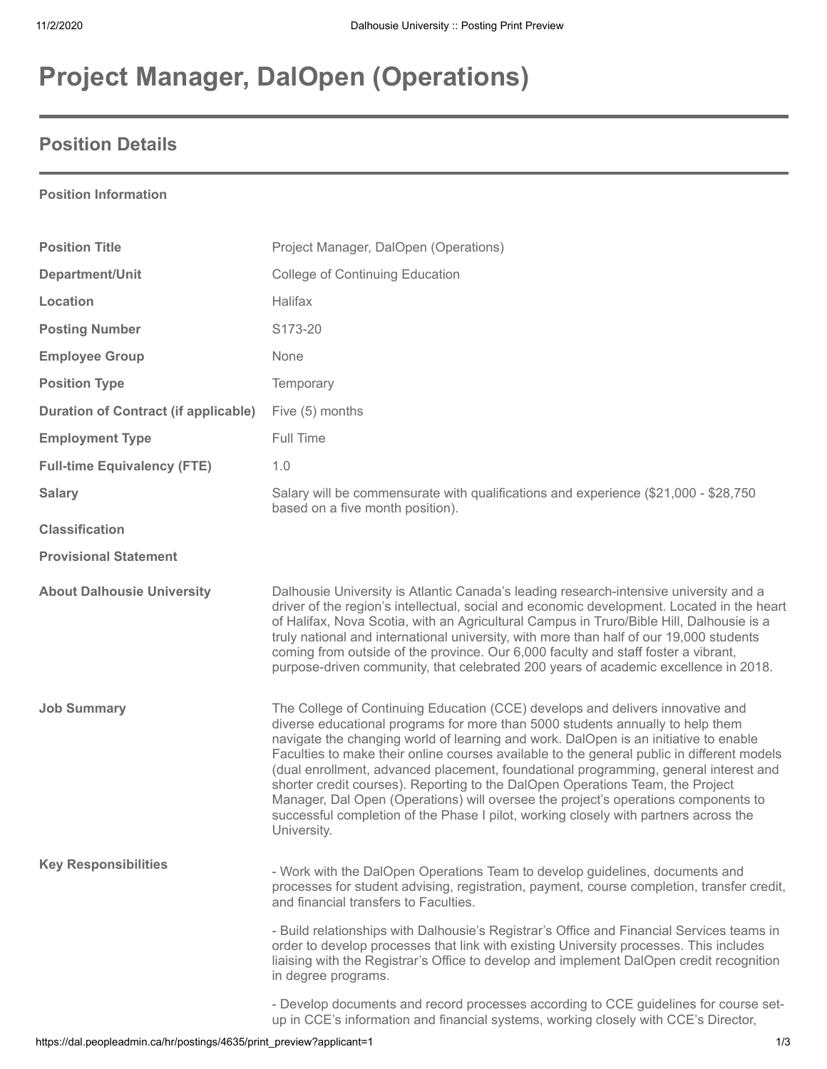# Project Manager, DalOpen (Operations)

## Position Details

**Position Information**

| | |
|---|---|
| **Position Title** | Project Manager, DalOpen (Operations) |
| **Department/Unit** | College of Continuing Education |
| **Location** | Halifax |
| **Posting Number** | S173-20 |
| **Employee Group** | None |
| **Position Type** | Temporary |
| **Duration of Contract (if applicable)** | Five (5) months |
| **Employment Type** | Full Time |
| **Full-time Equivalency (FTE)** | 1.0 |
| **Salary** | Salary will be commensurate with qualifications and experience ($21,000 - $28,750 based on a five month position). |
| **Classification** | |
| **Provisional Statement** | |
| **About Dalhousie University** | Dalhousie University is Atlantic Canada's leading research-intensive university and a driver of the region's intellectual, social and economic development. Located in the heart of Halifax, Nova Scotia, with an Agricultural Campus in Truro/Bible Hill, Dalhousie is a truly national and international university, with more than half of our 19,000 students coming from outside of the province. Our 6,000 faculty and staff foster a vibrant, purpose-driven community, that celebrated 200 years of academic excellence in 2018. |
| **Job Summary** | The College of Continuing Education (CCE) develops and delivers innovative and diverse educational programs for more than 5000 students annually to help them navigate the changing world of learning and work. DalOpen is an initiative to enable Faculties to make their online courses available to the general public in different models (dual enrollment, advanced placement, foundational programming, general interest and shorter credit courses). Reporting to the DalOpen Operations Team, the Project Manager, Dal Open (Operations) will oversee the project's operations components to successful completion of the Phase I pilot, working closely with partners across the University. |

**Key Responsibilities**

- Work with the DalOpen Operations Team to develop guidelines, documents and processes for student advising, registration, payment, course completion, transfer credit, and financial transfers to Faculties.

- Build relationships with Dalhousie's Registrar's Office and Financial Services teams in order to develop processes that link with existing University processes. This includes liaising with the Registrar's Office to develop and implement DalOpen credit recognition in degree programs.

- Develop documents and record processes according to CCE guidelines for course set-up in CCE's information and financial systems, working closely with CCE's Director,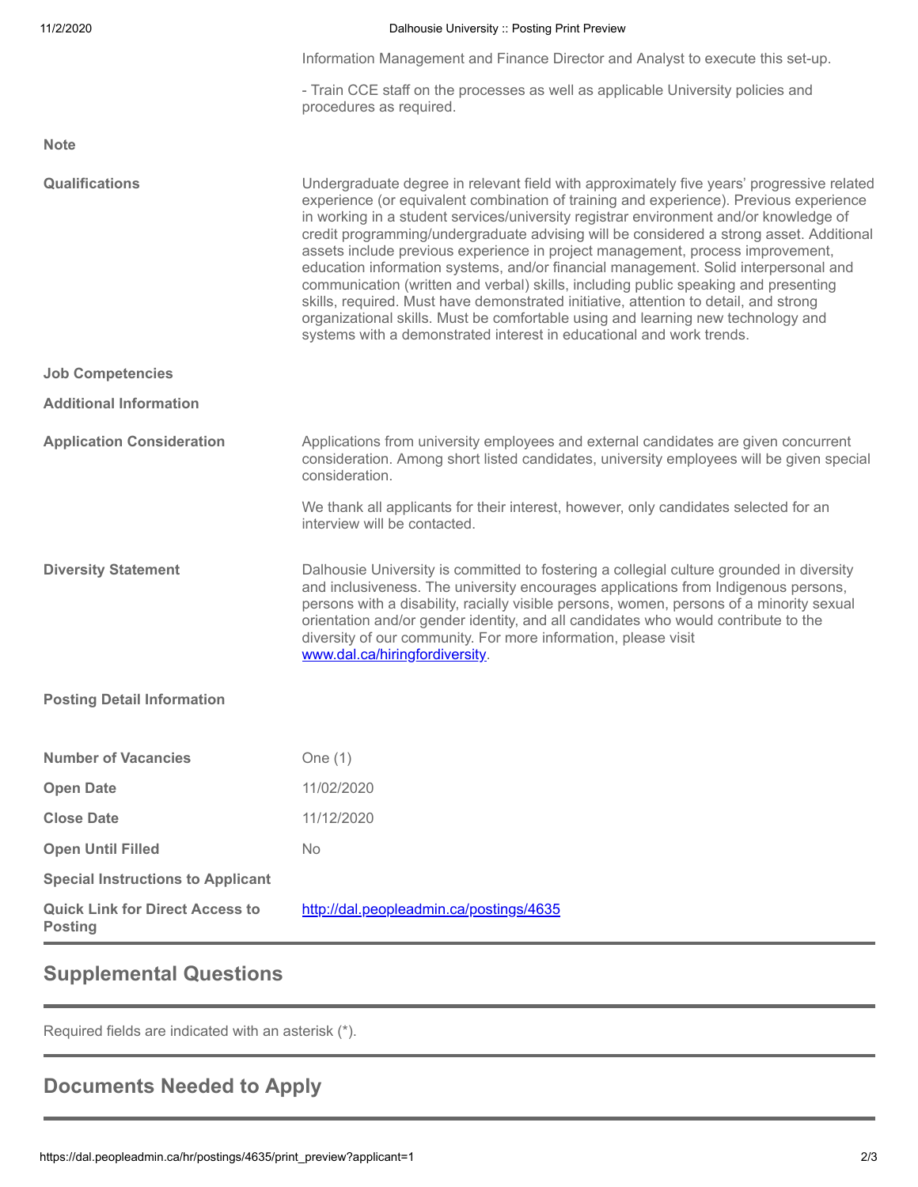Information Management and Finance Director and Analyst to execute this set-up.

- Train CCE staff on the processes as well as applicable University policies and procedures as required.

| | |
|---|---|
| **Note** | |
| **Qualifications** | Undergraduate degree in relevant field with approximately five years' progressive related experience (or equivalent combination of training and experience). Previous experience in working in a student services/university registrar environment and/or knowledge of credit programming/undergraduate advising will be considered a strong asset. Additional assets include previous experience in project management, process improvement, education information systems, and/or financial management. Solid interpersonal and communication (written and verbal) skills, including public speaking and presenting skills, required. Must have demonstrated initiative, attention to detail, and strong organizational skills. Must be comfortable using and learning new technology and systems with a demonstrated interest in educational and work trends. |
| **Job Competencies** | |
| **Additional Information** | |
| **Application Consideration** | Applications from university employees and external candidates are given concurrent consideration. Among short listed candidates, university employees will be given special consideration. We thank all applicants for their interest, however, only candidates selected for an interview will be contacted. |
| **Diversity Statement** | Dalhousie University is committed to fostering a collegial culture grounded in diversity and inclusiveness. The university encourages applications from Indigenous persons, persons with a disability, racially visible persons, women, persons of a minority sexual orientation and/or gender identity, and all candidates who would contribute to the diversity of our community. For more information, please visit [www.dal.ca/hiringfordiversity](www.dal.ca/hiringfordiversity). |

**Posting Detail Information**

| | |
|---|---|
| **Number of Vacancies** | One (1) |
| **Open Date** | 11/02/2020 |
| **Close Date** | 11/12/2020 |
| **Open Until Filled** | No |
| **Special Instructions to Applicant** | |
| **Quick Link for Direct Access to Posting** | [http://dal.peopleadmin.ca/postings/4635](http://dal.peopleadmin.ca/postings/4635) |

## Supplemental Questions

Required fields are indicated with an asterisk (*).

## Documents Needed to Apply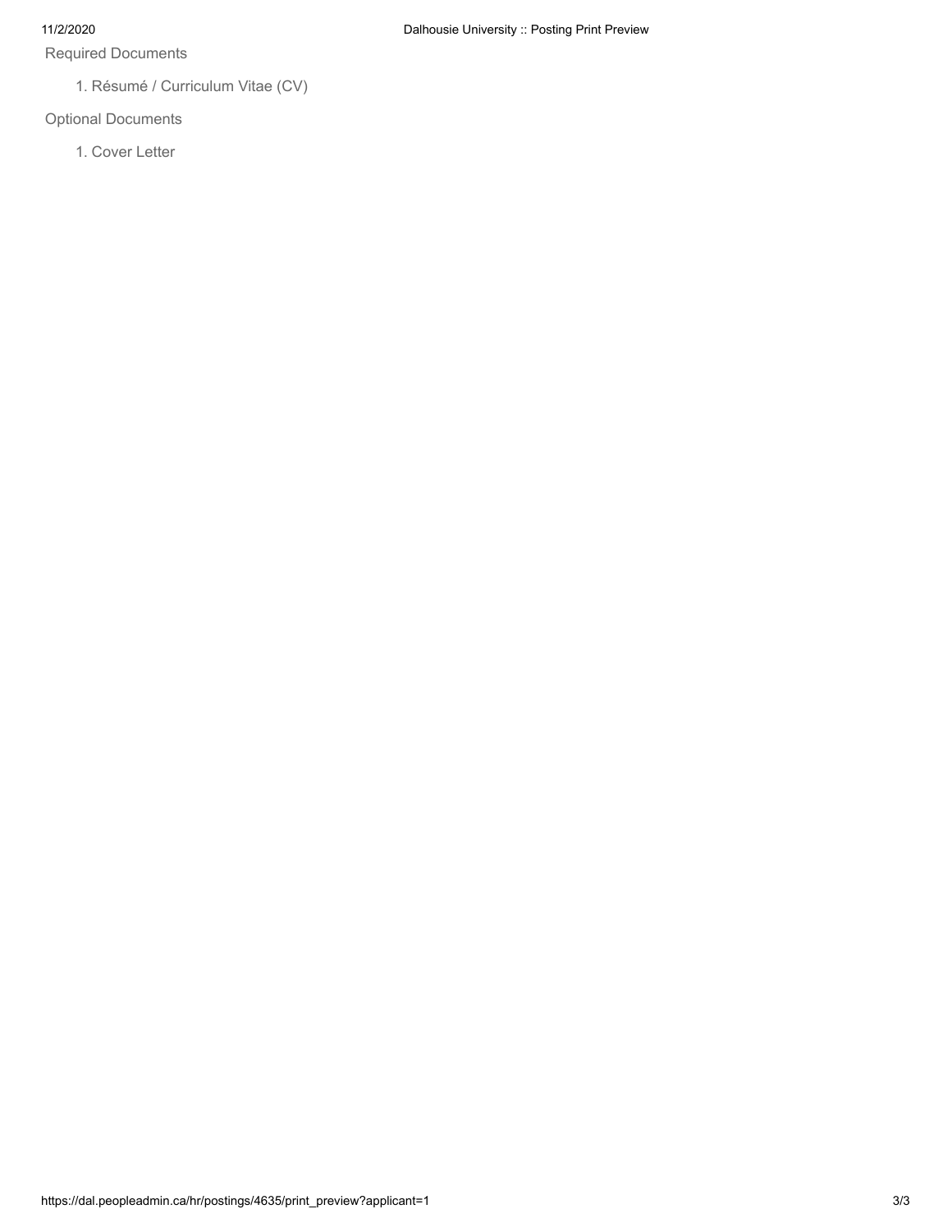Required Documents

1. Résumé / Curriculum Vitae (CV)

Optional Documents

1. Cover Letter